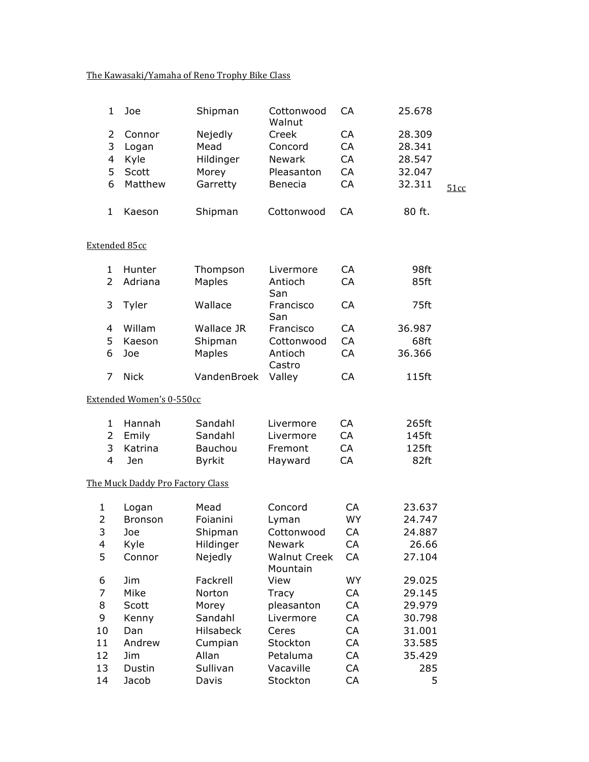The Kawasaki/Yamaha of Reno Trophy Bike Class

| | | | | | |
|---|---|---|---|---|---|
| 1 | Joe | Shipman | Cottonwood | CA | 25.678 |
| 2 | Connor | Nejedly | Walnut Creek | CA | 28.309 |
| 3 | Logan | Mead | Concord | CA | 28.341 |
| 4 | Kyle | Hildinger | Newark | CA | 28.547 |
| 5 | Scott | Morey | Pleasanton | CA | 32.047 |
| 6 | Matthew | Garretty | Benecia | CA | 32.311 |

51cc

| | | | | | |
|---|---|---|---|---|---|
| 1 | Kaeson | Shipman | Cottonwood | CA | 80 ft. |

Extended 85cc

| | | | | | |
|---|---|---|---|---|---|
| 1 | Hunter | Thompson | Livermore | CA | 98ft |
| 2 | Adriana | Maples | Antioch | CA | 85ft |
| 3 | Tyler | Wallace | San Francisco | CA | 75ft |
| 4 | Willam | Wallace JR | San Francisco | CA | 36.987 |
| 5 | Kaeson | Shipman | Cottonwood | CA | 68ft |
| 6 | Joe | Maples | Antioch | CA | 36.366 |
| 7 | Nick | VandenBroek | Castro Valley | CA | 115ft |

Extended Women's 0-550cc

| | | | | | |
|---|---|---|---|---|---|
| 1 | Hannah | Sandahl | Livermore | CA | 265ft |
| 2 | Emily | Sandahl | Livermore | CA | 145ft |
| 3 | Katrina | Bauchou | Fremont | CA | 125ft |
| 4 | Jen | Byrkit | Hayward | CA | 82ft |

The Muck Daddy Pro Factory Class

| | | | | | |
|---|---|---|---|---|---|
| 1 | Logan | Mead | Concord | CA | 23.637 |
| 2 | Bronson | Foianini | Lyman | WY | 24.747 |
| 3 | Joe | Shipman | Cottonwood | CA | 24.887 |
| 4 | Kyle | Hildinger | Newark | CA | 26.66 |
| 5 | Connor | Nejedly | Walnut Creek | CA | 27.104 |
| 6 | Jim | Fackrell | Mountain View | WY | 29.025 |
| 7 | Mike | Norton | Tracy | CA | 29.145 |
| 8 | Scott | Morey | pleasanton | CA | 29.979 |
| 9 | Kenny | Sandahl | Livermore | CA | 30.798 |
| 10 | Dan | Hilsabeck | Ceres | CA | 31.001 |
| 11 | Andrew | Cumpian | Stockton | CA | 33.585 |
| 12 | Jim | Allan | Petaluma | CA | 35.429 |
| 13 | Dustin | Sullivan | Vacaville | CA | 285 |
| 14 | Jacob | Davis | Stockton | CA | 5 |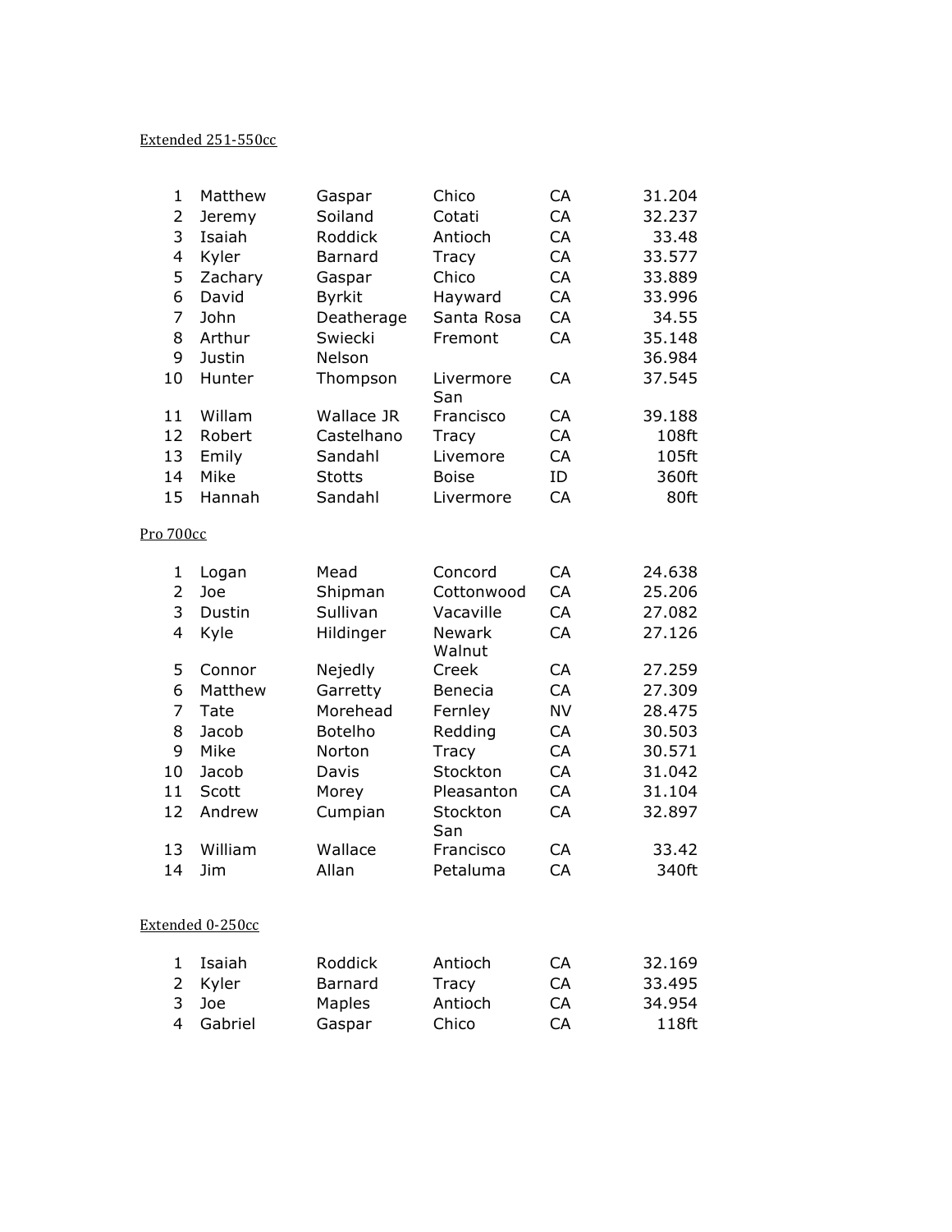Extended 251-550cc

| | | | | | |
|---|---|---|---|---|---|
| 1 | Matthew | Gaspar | Chico | CA | 31.204 |
| 2 | Jeremy | Soiland | Cotati | CA | 32.237 |
| 3 | Isaiah | Roddick | Antioch | CA | 33.48 |
| 4 | Kyler | Barnard | Tracy | CA | 33.577 |
| 5 | Zachary | Gaspar | Chico | CA | 33.889 |
| 6 | David | Byrkit | Hayward | CA | 33.996 |
| 7 | John | Deatherage | Santa Rosa | CA | 34.55 |
| 8 | Arthur | Swiecki | Fremont | CA | 35.148 |
| 9 | Justin | Nelson | | | 36.984 |
| 10 | Hunter | Thompson | Livermore | CA | 37.545 |
| 11 | Willam | Wallace JR | San Francisco | CA | 39.188 |
| 12 | Robert | Castelhano | Tracy | CA | 108ft |
| 13 | Emily | Sandahl | Livemore | CA | 105ft |
| 14 | Mike | Stotts | Boise | ID | 360ft |
| 15 | Hannah | Sandahl | Livermore | CA | 80ft |

Pro 700cc

| | | | | | |
|---|---|---|---|---|---|
| 1 | Logan | Mead | Concord | CA | 24.638 |
| 2 | Joe | Shipman | Cottonwood | CA | 25.206 |
| 3 | Dustin | Sullivan | Vacaville | CA | 27.082 |
| 4 | Kyle | Hildinger | Newark | CA | 27.126 |
| 5 | Connor | Nejedly | Walnut Creek | CA | 27.259 |
| 6 | Matthew | Garretty | Benecia | CA | 27.309 |
| 7 | Tate | Morehead | Fernley | NV | 28.475 |
| 8 | Jacob | Botelho | Redding | CA | 30.503 |
| 9 | Mike | Norton | Tracy | CA | 30.571 |
| 10 | Jacob | Davis | Stockton | CA | 31.042 |
| 11 | Scott | Morey | Pleasanton | CA | 31.104 |
| 12 | Andrew | Cumpian | Stockton | CA | 32.897 |
| 13 | William | Wallace | San Francisco | CA | 33.42 |
| 14 | Jim | Allan | Petaluma | CA | 340ft |

Extended 0-250cc

| | | | | | |
|---|---|---|---|---|---|
| 1 | Isaiah | Roddick | Antioch | CA | 32.169 |
| 2 | Kyler | Barnard | Tracy | CA | 33.495 |
| 3 | Joe | Maples | Antioch | CA | 34.954 |
| 4 | Gabriel | Gaspar | Chico | CA | 118ft |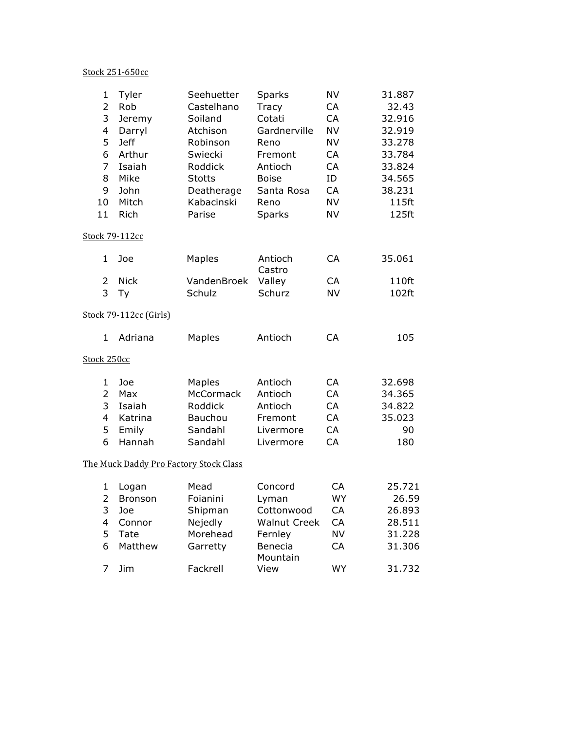Stock 251-650cc

| | | | | | |
|---|---|---|---|---|---|
| 1 | Tyler | Seehuetter | Sparks | NV | 31.887 |
| 2 | Rob | Castelhano | Tracy | CA | 32.43 |
| 3 | Jeremy | Soiland | Cotati | CA | 32.916 |
| 4 | Darryl | Atchison | Gardnerville | NV | 32.919 |
| 5 | Jeff | Robinson | Reno | NV | 33.278 |
| 6 | Arthur | Swiecki | Fremont | CA | 33.784 |
| 7 | Isaiah | Roddick | Antioch | CA | 33.824 |
| 8 | Mike | Stotts | Boise | ID | 34.565 |
| 9 | John | Deatherage | Santa Rosa | CA | 38.231 |
| 10 | Mitch | Kabacinski | Reno | NV | 115ft |
| 11 | Rich | Parise | Sparks | NV | 125ft |

Stock 79-112cc

| | | | | | |
|---|---|---|---|---|---|
| 1 | Joe | Maples | Antioch | CA | 35.061 |
| 2 | Nick | VandenBroek | Castro Valley | CA | 110ft |
| 3 | Ty | Schulz | Schurz | NV | 102ft |

Stock 79-112cc (Girls)

| | | | | | |
|---|---|---|---|---|---|
| 1 | Adriana | Maples | Antioch | CA | 105 |

Stock 250cc

| | | | | | |
|---|---|---|---|---|---|
| 1 | Joe | Maples | Antioch | CA | 32.698 |
| 2 | Max | McCormack | Antioch | CA | 34.365 |
| 3 | Isaiah | Roddick | Antioch | CA | 34.822 |
| 4 | Katrina | Bauchou | Fremont | CA | 35.023 |
| 5 | Emily | Sandahl | Livermore | CA | 90 |
| 6 | Hannah | Sandahl | Livermore | CA | 180 |

The Muck Daddy Pro Factory Stock Class

| | | | | | |
|---|---|---|---|---|---|
| 1 | Logan | Mead | Concord | CA | 25.721 |
| 2 | Bronson | Foianini | Lyman | WY | 26.59 |
| 3 | Joe | Shipman | Cottonwood | CA | 26.893 |
| 4 | Connor | Nejedly | Walnut Creek | CA | 28.511 |
| 5 | Tate | Morehead | Fernley | NV | 31.228 |
| 6 | Matthew | Garretty | Benecia | CA | 31.306 |
| 7 | Jim | Fackrell | Mountain View | WY | 31.732 |